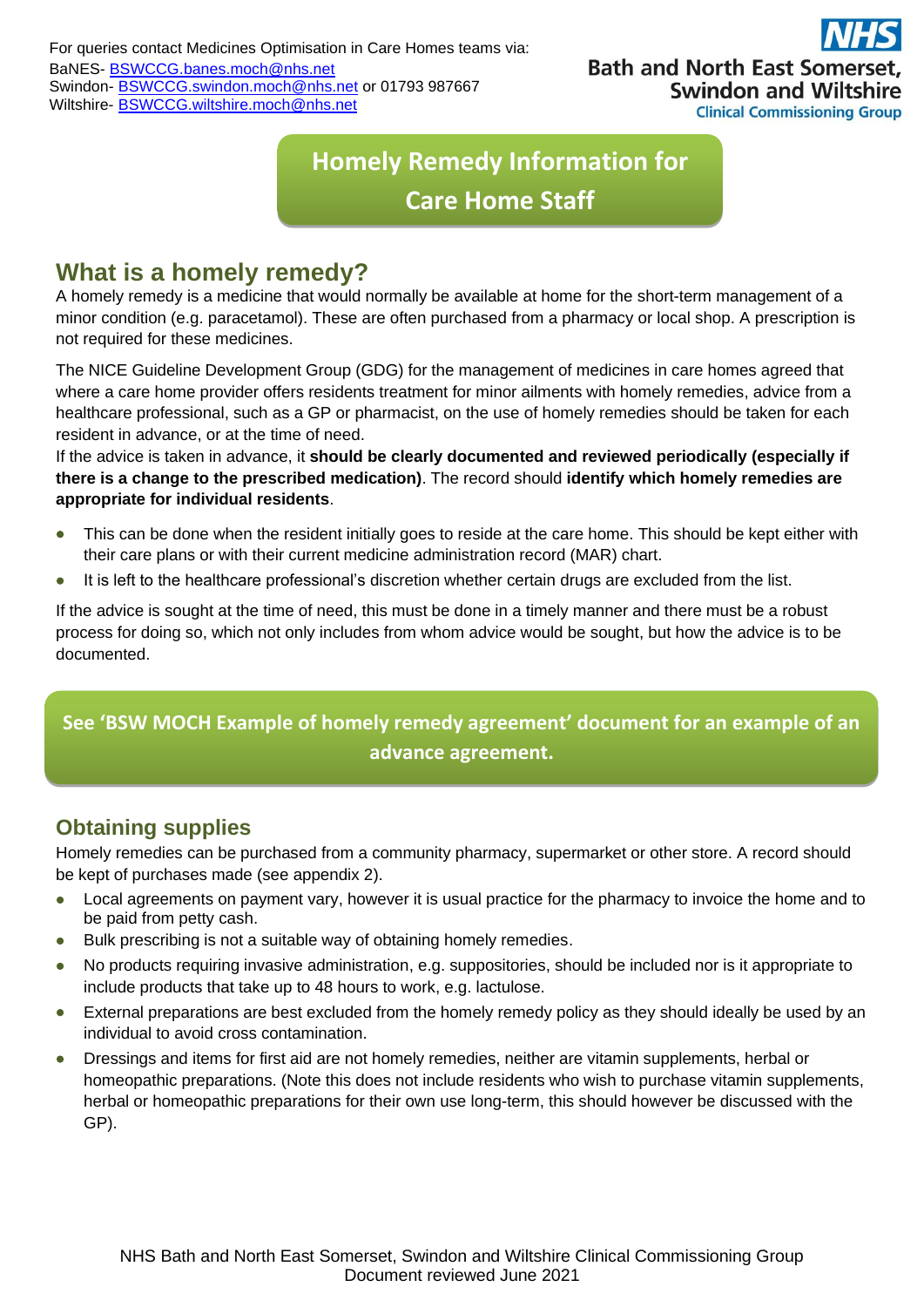For queries contact Medicines Optimisation in Care Homes teams via:
BaNES- BSWCCG.banes.moch@nhs.net
Swindon- BSWCCG.swindon.moch@nhs.net or 01793 987667
Wiltshire- BSWCCG.wiltshire.moch@nhs.net

NHS
Bath and North East Somerset, Swindon and Wiltshire
Clinical Commissioning Group

# Homely Remedy Information for Care Home Staff

## What is a homely remedy?

A homely remedy is a medicine that would normally be available at home for the short-term management of a minor condition (e.g. paracetamol). These are often purchased from a pharmacy or local shop. A prescription is not required for these medicines.

The NICE Guideline Development Group (GDG) for the management of medicines in care homes agreed that where a care home provider offers residents treatment for minor ailments with homely remedies, advice from a healthcare professional, such as a GP or pharmacist, on the use of homely remedies should be taken for each resident in advance, or at the time of need.
If the advice is taken in advance, it **should be clearly documented and reviewed periodically (especially if there is a change to the prescribed medication)**. The record should **identify which homely remedies are appropriate for individual residents**.

- This can be done when the resident initially goes to reside at the care home. This should be kept either with their care plans or with their current medicine administration record (MAR) chart.
- It is left to the healthcare professional's discretion whether certain drugs are excluded from the list.

If the advice is sought at the time of need, this must be done in a timely manner and there must be a robust process for doing so, which not only includes from whom advice would be sought, but how the advice is to be documented.

**See 'BSW MOCH Example of homely remedy agreement' document for an example of an advance agreement.**

## Obtaining supplies

Homely remedies can be purchased from a community pharmacy, supermarket or other store. A record should be kept of purchases made (see appendix 2).

- Local agreements on payment vary, however it is usual practice for the pharmacy to invoice the home and to be paid from petty cash.
- Bulk prescribing is not a suitable way of obtaining homely remedies.
- No products requiring invasive administration, e.g. suppositories, should be included nor is it appropriate to include products that take up to 48 hours to work, e.g. lactulose.
- External preparations are best excluded from the homely remedy policy as they should ideally be used by an individual to avoid cross contamination.
- Dressings and items for first aid are not homely remedies, neither are vitamin supplements, herbal or homeopathic preparations. (Note this does not include residents who wish to purchase vitamin supplements, herbal or homeopathic preparations for their own use long-term, this should however be discussed with the GP).

NHS Bath and North East Somerset, Swindon and Wiltshire Clinical Commissioning Group
Document reviewed June 2021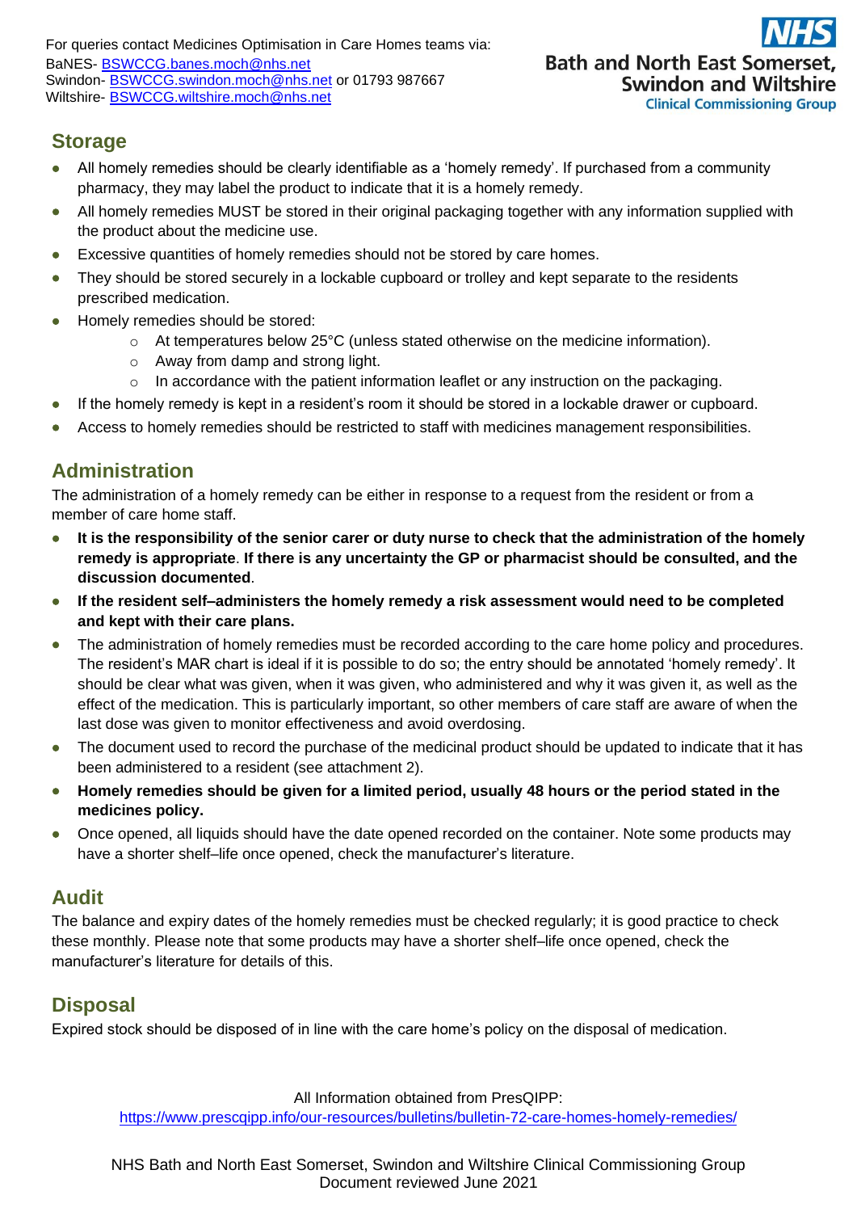For queries contact Medicines Optimisation in Care Homes teams via:
BaNES- BSWCCG.banes.moch@nhs.net
Swindon- BSWCCG.swindon.moch@nhs.net or 01793 987667
Wiltshire- BSWCCG.wiltshire.moch@nhs.net

NHS
Bath and North East Somerset, Swindon and Wiltshire
Clinical Commissioning Group

## Storage

- All homely remedies should be clearly identifiable as a 'homely remedy'. If purchased from a community pharmacy, they may label the product to indicate that it is a homely remedy.
- All homely remedies MUST be stored in their original packaging together with any information supplied with the product about the medicine use.
- Excessive quantities of homely remedies should not be stored by care homes.
- They should be stored securely in a lockable cupboard or trolley and kept separate to the residents prescribed medication.
- Homely remedies should be stored:
  - At temperatures below 25°C (unless stated otherwise on the medicine information).
  - Away from damp and strong light.
  - In accordance with the patient information leaflet or any instruction on the packaging.
- If the homely remedy is kept in a resident's room it should be stored in a lockable drawer or cupboard.
- Access to homely remedies should be restricted to staff with medicines management responsibilities.

## Administration

The administration of a homely remedy can be either in response to a request from the resident or from a member of care home staff.

- **It is the responsibility of the senior carer or duty nurse to check that the administration of the homely remedy is appropriate**. **If there is any uncertainty the GP or pharmacist should be consulted, and the discussion documented**.
- **If the resident self–administers the homely remedy a risk assessment would need to be completed and kept with their care plans.**
- The administration of homely remedies must be recorded according to the care home policy and procedures. The resident's MAR chart is ideal if it is possible to do so; the entry should be annotated 'homely remedy'. It should be clear what was given, when it was given, who administered and why it was given it, as well as the effect of the medication. This is particularly important, so other members of care staff are aware of when the last dose was given to monitor effectiveness and avoid overdosing.
- The document used to record the purchase of the medicinal product should be updated to indicate that it has been administered to a resident (see attachment 2).
- **Homely remedies should be given for a limited period, usually 48 hours or the period stated in the medicines policy.**
- Once opened, all liquids should have the date opened recorded on the container. Note some products may have a shorter shelf–life once opened, check the manufacturer's literature.

## Audit

The balance and expiry dates of the homely remedies must be checked regularly; it is good practice to check these monthly. Please note that some products may have a shorter shelf–life once opened, check the manufacturer's literature for details of this.

## Disposal

Expired stock should be disposed of in line with the care home's policy on the disposal of medication.

All Information obtained from PresQIPP:
https://www.prescqipp.info/our-resources/bulletins/bulletin-72-care-homes-homely-remedies/

NHS Bath and North East Somerset, Swindon and Wiltshire Clinical Commissioning Group
Document reviewed June 2021